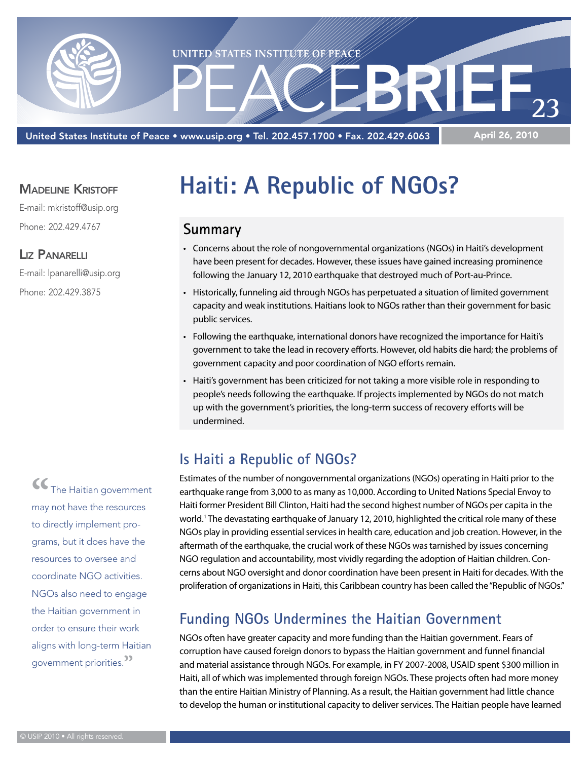UNITED STATES INSTITUTE OF PEACE

# PEACEBRIEF 23

United States Institute of Peace • www.usip.org • Tel. 202.457.1700 • Fax. 202.429.6063

April 26, 2010

**Madeline Kristoff**

E-mail: mkristoff@usip.org

Phone: 202.429.4767

**Liz Panarelli**

E-mail: lpanarelli@usip.org

Phone: 202.429.3875

# Haiti: A Republic of NGOs?

## Summary

- Concerns about the role of nongovernmental organizations (NGOs) in Haiti's development have been present for decades. However, these issues have gained increasing prominence following the January 12, 2010 earthquake that destroyed much of Port-au-Prince.
- Historically, funneling aid through NGOs has perpetuated a situation of limited government capacity and weak institutions. Haitians look to NGOs rather than their government for basic public services.
- Following the earthquake, international donors have recognized the importance for Haiti's government to take the lead in recovery efforts. However, old habits die hard; the problems of government capacity and poor coordination of NGO efforts remain.
- Haiti's government has been criticized for not taking a more visible role in responding to people's needs following the earthquake. If projects implemented by NGOs do not match up with the government's priorities, the long-term success of recovery efforts will be undermined.

> "The Haitian government may not have the resources to directly implement programs, but it does have the resources to oversee and coordinate NGO activities. NGOs also need to engage the Haitian government in order to ensure their work aligns with long-term Haitian government priorities."

## Is Haiti a Republic of NGOs?

Estimates of the number of nongovernmental organizations (NGOs) operating in Haiti prior to the earthquake range from 3,000 to as many as 10,000. According to United Nations Special Envoy to Haiti former President Bill Clinton, Haiti had the second highest number of NGOs per capita in the world.[1] The devastating earthquake of January 12, 2010, highlighted the critical role many of these NGOs play in providing essential services in health care, education and job creation. However, in the aftermath of the earthquake, the crucial work of these NGOs was tarnished by issues concerning NGO regulation and accountability, most vividly regarding the adoption of Haitian children. Concerns about NGO oversight and donor coordination have been present in Haiti for decades. With the proliferation of organizations in Haiti, this Caribbean country has been called the "Republic of NGOs."

## Funding NGOs Undermines the Haitian Government

NGOs often have greater capacity and more funding than the Haitian government. Fears of corruption have caused foreign donors to bypass the Haitian government and funnel financial and material assistance through NGOs. For example, in FY 2007-2008, USAID spent $300 million in Haiti, all of which was implemented through foreign NGOs. These projects often had more money than the entire Haitian Ministry of Planning. As a result, the Haitian government had little chance to develop the human or institutional capacity to deliver services. The Haitian people have learned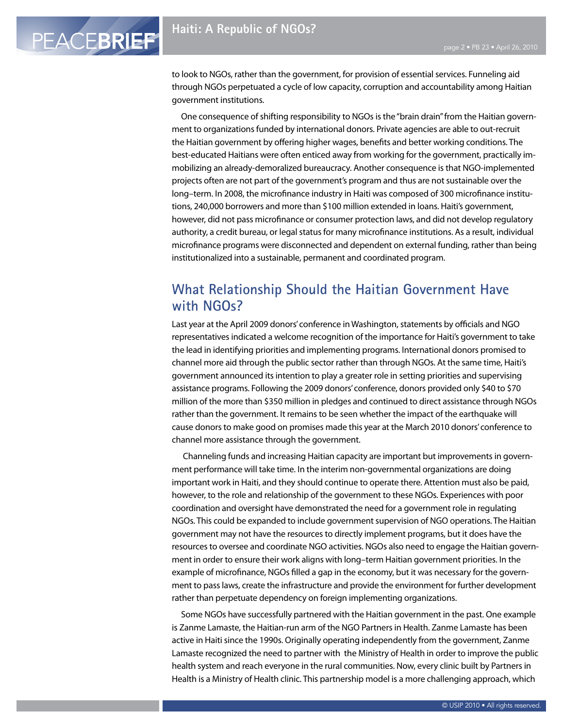to look to NGOs, rather than the government, for provision of essential services. Funneling aid through NGOs perpetuated a cycle of low capacity, corruption and accountability among Haitian government institutions.

One consequence of shifting responsibility to NGOs is the "brain drain" from the Haitian government to organizations funded by international donors. Private agencies are able to out-recruit the Haitian government by offering higher wages, benefits and better working conditions. The best-educated Haitians were often enticed away from working for the government, practically immobilizing an already-demoralized bureaucracy. Another consequence is that NGO-implemented projects often are not part of the government's program and thus are not sustainable over the long–term. In 2008, the microfinance industry in Haiti was composed of 300 microfinance institutions, 240,000 borrowers and more than $100 million extended in loans. Haiti's government, however, did not pass microfinance or consumer protection laws, and did not develop regulatory authority, a credit bureau, or legal status for many microfinance institutions. As a result, individual microfinance programs were disconnected and dependent on external funding, rather than being institutionalized into a sustainable, permanent and coordinated program.

## What Relationship Should the Haitian Government Have with NGOs?

Last year at the April 2009 donors' conference in Washington, statements by officials and NGO representatives indicated a welcome recognition of the importance for Haiti's government to take the lead in identifying priorities and implementing programs. International donors promised to channel more aid through the public sector rather than through NGOs. At the same time, Haiti's government announced its intention to play a greater role in setting priorities and supervising assistance programs. Following the 2009 donors' conference, donors provided only $40 to $70 million of the more than $350 million in pledges and continued to direct assistance through NGOs rather than the government. It remains to be seen whether the impact of the earthquake will cause donors to make good on promises made this year at the March 2010 donors' conference to channel more assistance through the government.

Channeling funds and increasing Haitian capacity are important but improvements in government performance will take time. In the interim non-governmental organizations are doing important work in Haiti, and they should continue to operate there. Attention must also be paid, however, to the role and relationship of the government to these NGOs. Experiences with poor coordination and oversight have demonstrated the need for a government role in regulating NGOs. This could be expanded to include government supervision of NGO operations. The Haitian government may not have the resources to directly implement programs, but it does have the resources to oversee and coordinate NGO activities. NGOs also need to engage the Haitian government in order to ensure their work aligns with long–term Haitian government priorities. In the example of microfinance, NGOs filled a gap in the economy, but it was necessary for the government to pass laws, create the infrastructure and provide the environment for further development rather than perpetuate dependency on foreign implementing organizations.

Some NGOs have successfully partnered with the Haitian government in the past. One example is Zanme Lamaste, the Haitian-run arm of the NGO Partners in Health. Zanme Lamaste has been active in Haiti since the 1990s. Originally operating independently from the government, Zanme Lamaste recognized the need to partner with the Ministry of Health in order to improve the public health system and reach everyone in the rural communities. Now, every clinic built by Partners in Health is a Ministry of Health clinic. This partnership model is a more challenging approach, which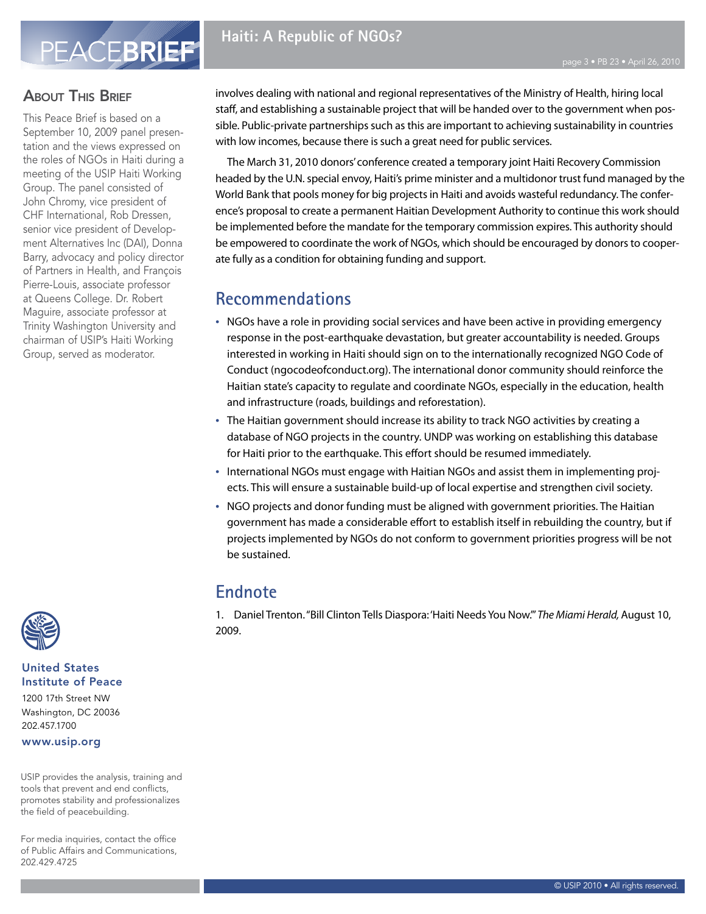## About This Brief

This Peace Brief is based on a September 10, 2009 panel presentation and the views expressed on the roles of NGOs in Haiti during a meeting of the USIP Haiti Working Group. The panel consisted of John Chromy, vice president of CHF International, Rob Dressen, senior vice president of Development Alternatives Inc (DAI), Donna Barry, advocacy and policy director of Partners in Health, and François Pierre-Louis, associate professor at Queens College. Dr. Robert Maguire, associate professor at Trinity Washington University and chairman of USIP's Haiti Working Group, served as moderator.

involves dealing with national and regional representatives of the Ministry of Health, hiring local staff, and establishing a sustainable project that will be handed over to the government when possible. Public-private partnerships such as this are important to achieving sustainability in countries with low incomes, because there is such a great need for public services.

The March 31, 2010 donors' conference created a temporary joint Haiti Recovery Commission headed by the U.N. special envoy, Haiti's prime minister and a multidonor trust fund managed by the World Bank that pools money for big projects in Haiti and avoids wasteful redundancy. The conference's proposal to create a permanent Haitian Development Authority to continue this work should be implemented before the mandate for the temporary commission expires. This authority should be empowered to coordinate the work of NGOs, which should be encouraged by donors to cooperate fully as a condition for obtaining funding and support.

## Recommendations

- NGOs have a role in providing social services and have been active in providing emergency response in the post-earthquake devastation, but greater accountability is needed. Groups interested in working in Haiti should sign on to the internationally recognized NGO Code of Conduct (ngocodeofconduct.org). The international donor community should reinforce the Haitian state's capacity to regulate and coordinate NGOs, especially in the education, health and infrastructure (roads, buildings and reforestation).
- The Haitian government should increase its ability to track NGO activities by creating a database of NGO projects in the country. UNDP was working on establishing this database for Haiti prior to the earthquake. This effort should be resumed immediately.
- International NGOs must engage with Haitian NGOs and assist them in implementing projects. This will ensure a sustainable build-up of local expertise and strengthen civil society.
- NGO projects and donor funding must be aligned with government priorities. The Haitian government has made a considerable effort to establish itself in rebuilding the country, but if projects implemented by NGOs do not conform to government priorities progress will be not be sustained.

## Endnote

1. Daniel Trenton. "Bill Clinton Tells Diaspora: 'Haiti Needs You Now.'" *The Miami Herald,* August 10, 2009.

**United States Institute of Peace**
1200 17th Street NW
Washington, DC 20036
202.457.1700

www.usip.org

USIP provides the analysis, training and tools that prevent and end conflicts, promotes stability and professionalizes the field of peacebuilding.

For media inquiries, contact the office of Public Affairs and Communications, 202.429.4725

© USIP 2010 • All rights reserved.